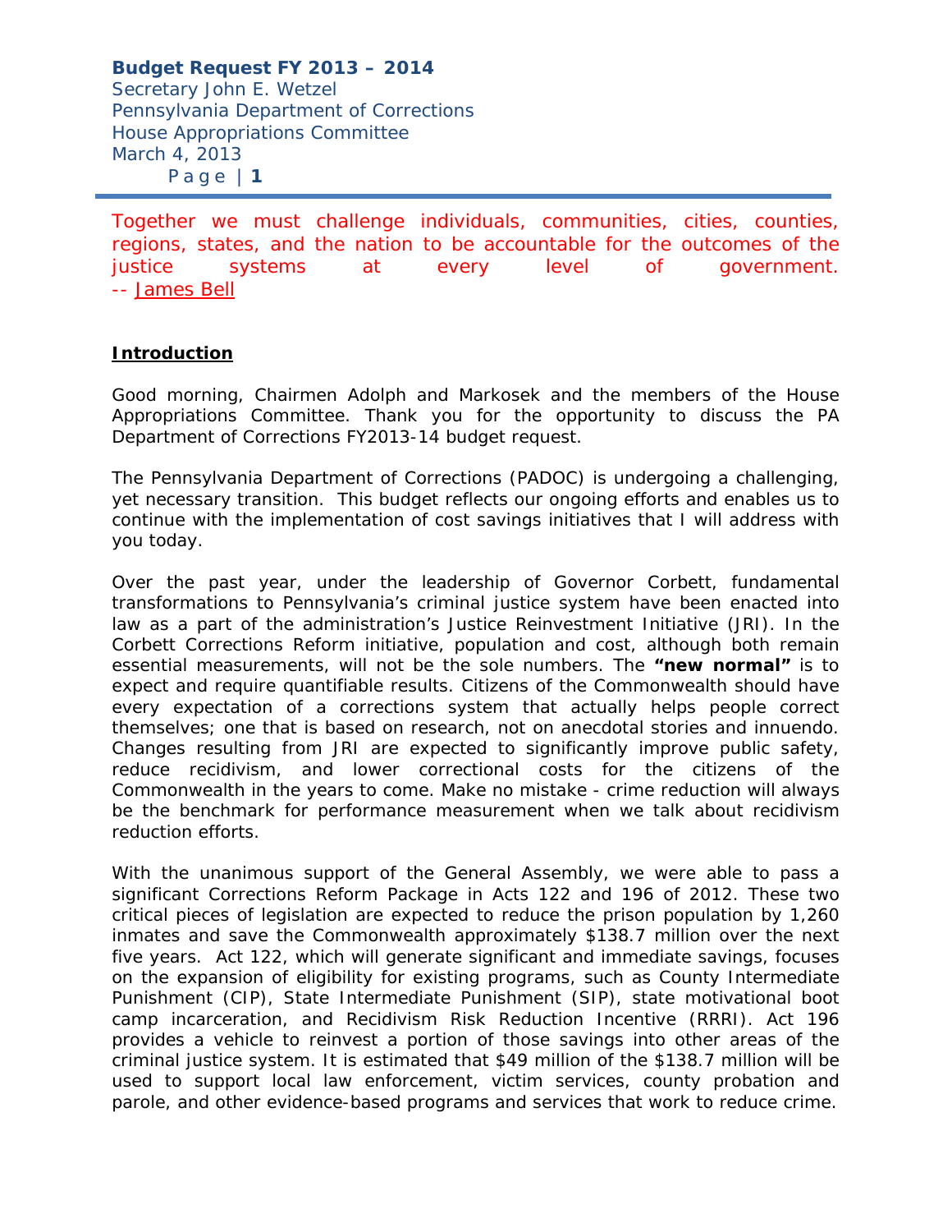Together we must challenge individuals, communities, cities, counties, regions, states, and the nation to be accountable for the outcomes of the justice systems at every level of government.
-- James Bell

## Introduction

Good morning, Chairmen Adolph and Markosek and the members of the House Appropriations Committee. Thank you for the opportunity to discuss the PA Department of Corrections FY2013-14 budget request.

The Pennsylvania Department of Corrections (PADOC) is undergoing a challenging, yet necessary transition. This budget reflects our ongoing efforts and enables us to continue with the implementation of cost savings initiatives that I will address with you today.

Over the past year, under the leadership of Governor Corbett, fundamental transformations to Pennsylvania's criminal justice system have been enacted into law as a part of the administration's Justice Reinvestment Initiative (JRI). In the Corbett Corrections Reform initiative, population and cost, although both remain essential measurements, will not be the sole numbers. The **"new normal"** is to expect and require quantifiable results. Citizens of the Commonwealth should have every expectation of a corrections system that actually helps people correct themselves; one that is based on research, not on anecdotal stories and innuendo. Changes resulting from JRI are expected to significantly improve public safety, reduce recidivism, and lower correctional costs for the citizens of the Commonwealth in the years to come. Make no mistake - crime reduction will always be the benchmark for performance measurement when we talk about recidivism reduction efforts.

With the unanimous support of the General Assembly, we were able to pass a significant Corrections Reform Package in Acts 122 and 196 of 2012. These two critical pieces of legislation are expected to reduce the prison population by 1,260 inmates and save the Commonwealth approximately $138.7 million over the next five years. Act 122, which will generate significant and immediate savings, focuses on the expansion of eligibility for existing programs, such as County Intermediate Punishment (CIP), State Intermediate Punishment (SIP), state motivational boot camp incarceration, and Recidivism Risk Reduction Incentive (RRRI). Act 196 provides a vehicle to reinvest a portion of those savings into other areas of the criminal justice system. It is estimated that $49 million of the $138.7 million will be used to support local law enforcement, victim services, county probation and parole, and other evidence-based programs and services that work to reduce crime.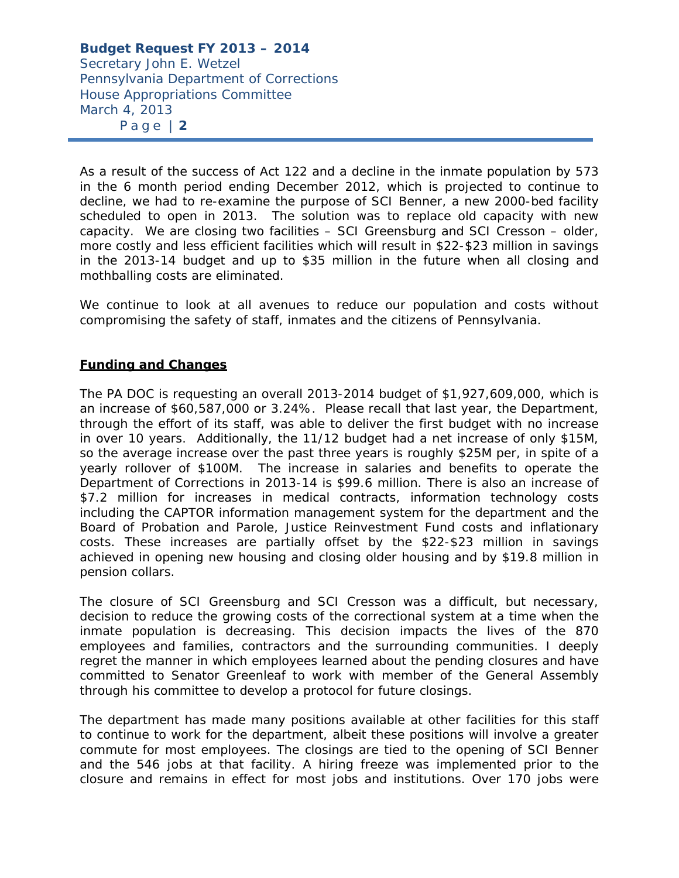As a result of the success of Act 122 and a decline in the inmate population by 573 in the 6 month period ending December 2012, which is projected to continue to decline, we had to re-examine the purpose of SCI Benner, a new 2000-bed facility scheduled to open in 2013. The solution was to replace old capacity with new capacity. We are closing two facilities – SCI Greensburg and SCI Cresson – older, more costly and less efficient facilities which will result in $22-$23 million in savings in the 2013-14 budget and up to $35 million in the future when all closing and mothballing costs are eliminated.

We continue to look at all avenues to reduce our population and costs without compromising the safety of staff, inmates and the citizens of Pennsylvania.

## Funding and Changes

The PA DOC is requesting an overall 2013-2014 budget of $1,927,609,000, which is an increase of $60,587,000 or 3.24%. Please recall that last year, the Department, through the effort of its staff, was able to deliver the first budget with no increase in over 10 years. Additionally, the 11/12 budget had a net increase of only $15M, so the average increase over the past three years is roughly $25M per, in spite of a yearly rollover of $100M. The increase in salaries and benefits to operate the Department of Corrections in 2013-14 is $99.6 million. There is also an increase of $7.2 million for increases in medical contracts, information technology costs including the CAPTOR information management system for the department and the Board of Probation and Parole, Justice Reinvestment Fund costs and inflationary costs. These increases are partially offset by the $22-$23 million in savings achieved in opening new housing and closing older housing and by $19.8 million in pension collars.

The closure of SCI Greensburg and SCI Cresson was a difficult, but necessary, decision to reduce the growing costs of the correctional system at a time when the inmate population is decreasing. This decision impacts the lives of the 870 employees and families, contractors and the surrounding communities. I deeply regret the manner in which employees learned about the pending closures and have committed to Senator Greenleaf to work with member of the General Assembly through his committee to develop a protocol for future closings.

The department has made many positions available at other facilities for this staff to continue to work for the department, albeit these positions will involve a greater commute for most employees. The closings are tied to the opening of SCI Benner and the 546 jobs at that facility. A hiring freeze was implemented prior to the closure and remains in effect for most jobs and institutions. Over 170 jobs were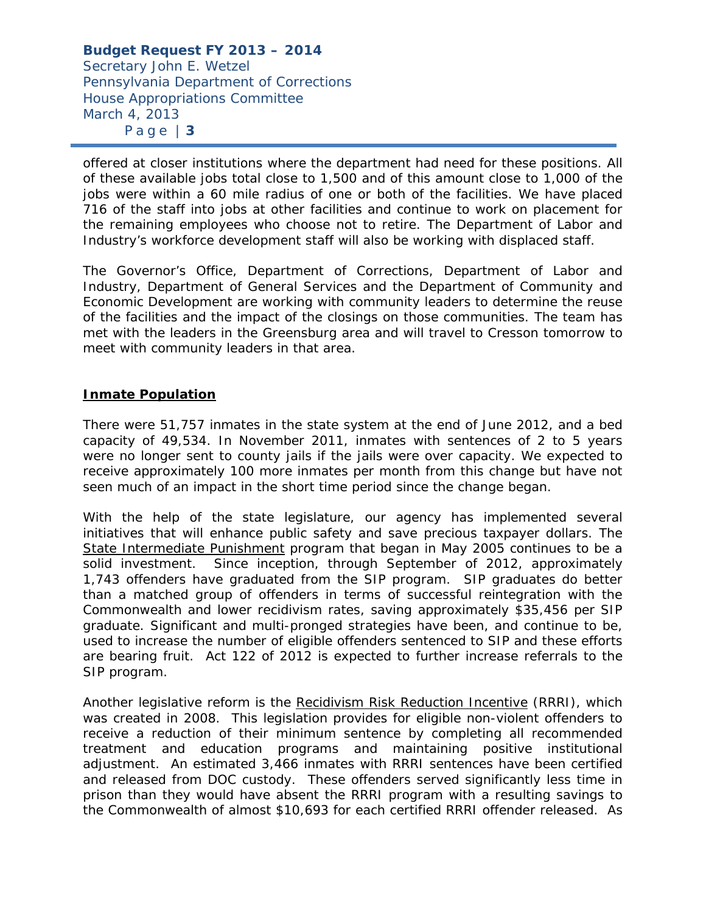offered at closer institutions where the department had need for these positions. All of these available jobs total close to 1,500 and of this amount close to 1,000 of the jobs were within a 60 mile radius of one or both of the facilities. We have placed 716 of the staff into jobs at other facilities and continue to work on placement for the remaining employees who choose not to retire. The Department of Labor and Industry's workforce development staff will also be working with displaced staff.

The Governor's Office, Department of Corrections, Department of Labor and Industry, Department of General Services and the Department of Community and Economic Development are working with community leaders to determine the reuse of the facilities and the impact of the closings on those communities. The team has met with the leaders in the Greensburg area and will travel to Cresson tomorrow to meet with community leaders in that area.

## Inmate Population

There were 51,757 inmates in the state system at the end of June 2012, and a bed capacity of 49,534. In November 2011, inmates with sentences of 2 to 5 years were no longer sent to county jails if the jails were over capacity. We expected to receive approximately 100 more inmates per month from this change but have not seen much of an impact in the short time period since the change began.

With the help of the state legislature, our agency has implemented several initiatives that will enhance public safety and save precious taxpayer dollars. The State Intermediate Punishment program that began in May 2005 continues to be a solid investment. Since inception, through September of 2012, approximately 1,743 offenders have graduated from the SIP program. SIP graduates do better than a matched group of offenders in terms of successful reintegration with the Commonwealth and lower recidivism rates, saving approximately $35,456 per SIP graduate. Significant and multi-pronged strategies have been, and continue to be, used to increase the number of eligible offenders sentenced to SIP and these efforts are bearing fruit. Act 122 of 2012 is expected to further increase referrals to the SIP program.

Another legislative reform is the Recidivism Risk Reduction Incentive (RRRI), which was created in 2008. This legislation provides for eligible non-violent offenders to receive a reduction of their minimum sentence by completing all recommended treatment and education programs and maintaining positive institutional adjustment. An estimated 3,466 inmates with RRRI sentences have been certified and released from DOC custody. These offenders served significantly less time in prison than they would have absent the RRRI program with a resulting savings to the Commonwealth of almost $10,693 for each certified RRRI offender released. As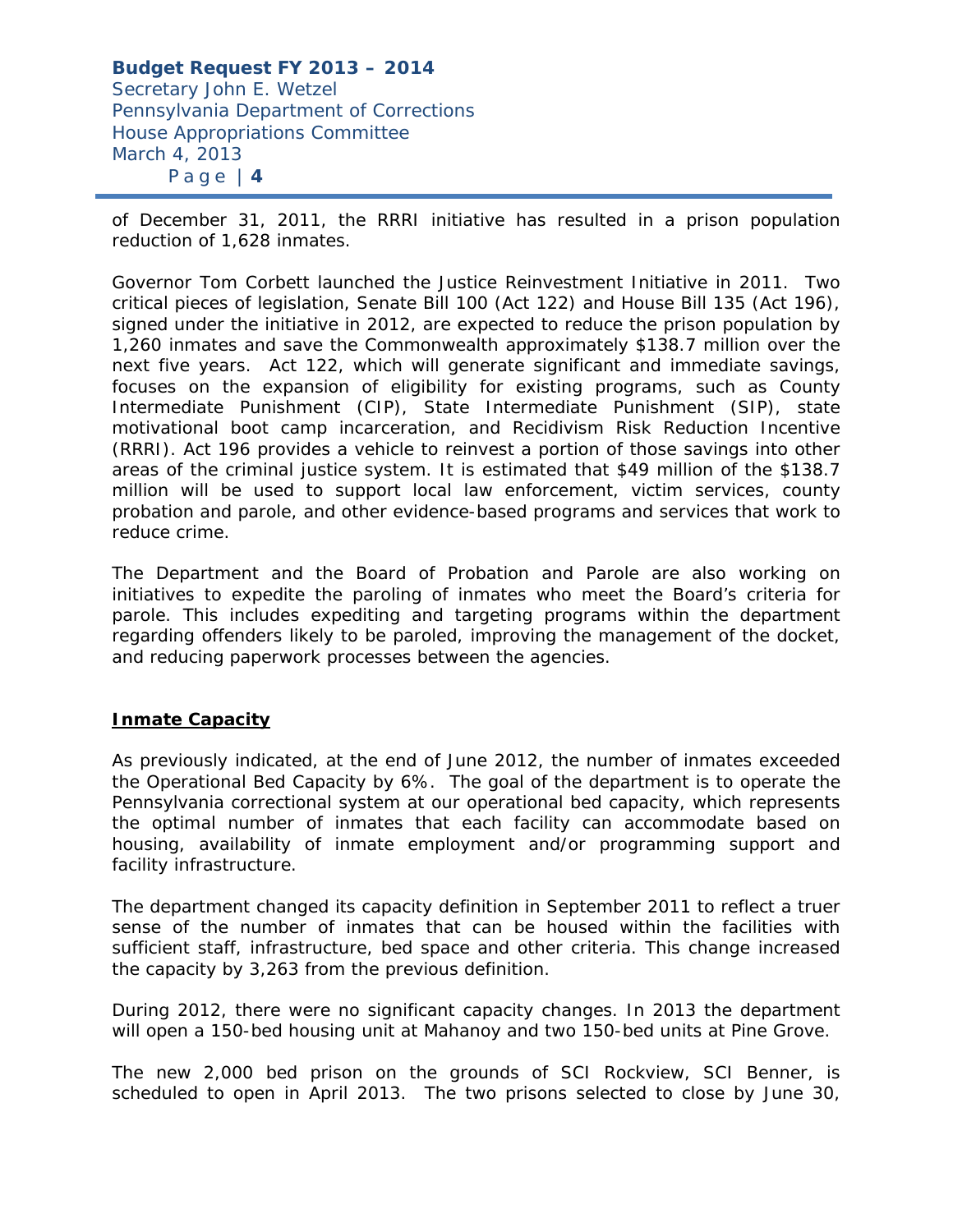of December 31, 2011, the RRRI initiative has resulted in a prison population reduction of 1,628 inmates.

Governor Tom Corbett launched the Justice Reinvestment Initiative in 2011. Two critical pieces of legislation, Senate Bill 100 (Act 122) and House Bill 135 (Act 196), signed under the initiative in 2012, are expected to reduce the prison population by 1,260 inmates and save the Commonwealth approximately $138.7 million over the next five years. Act 122, which will generate significant and immediate savings, focuses on the expansion of eligibility for existing programs, such as County Intermediate Punishment (CIP), State Intermediate Punishment (SIP), state motivational boot camp incarceration, and Recidivism Risk Reduction Incentive (RRRI). Act 196 provides a vehicle to reinvest a portion of those savings into other areas of the criminal justice system. It is estimated that $49 million of the $138.7 million will be used to support local law enforcement, victim services, county probation and parole, and other evidence-based programs and services that work to reduce crime.

The Department and the Board of Probation and Parole are also working on initiatives to expedite the paroling of inmates who meet the Board's criteria for parole. This includes expediting and targeting programs within the department regarding offenders likely to be paroled, improving the management of the docket, and reducing paperwork processes between the agencies.

## Inmate Capacity

As previously indicated, at the end of June 2012, the number of inmates exceeded the Operational Bed Capacity by 6%. The goal of the department is to operate the Pennsylvania correctional system at our operational bed capacity, which represents the optimal number of inmates that each facility can accommodate based on housing, availability of inmate employment and/or programming support and facility infrastructure.

The department changed its capacity definition in September 2011 to reflect a truer sense of the number of inmates that can be housed within the facilities with sufficient staff, infrastructure, bed space and other criteria. This change increased the capacity by 3,263 from the previous definition.

During 2012, there were no significant capacity changes. In 2013 the department will open a 150-bed housing unit at Mahanoy and two 150-bed units at Pine Grove.

The new 2,000 bed prison on the grounds of SCI Rockview, SCI Benner, is scheduled to open in April 2013. The two prisons selected to close by June 30,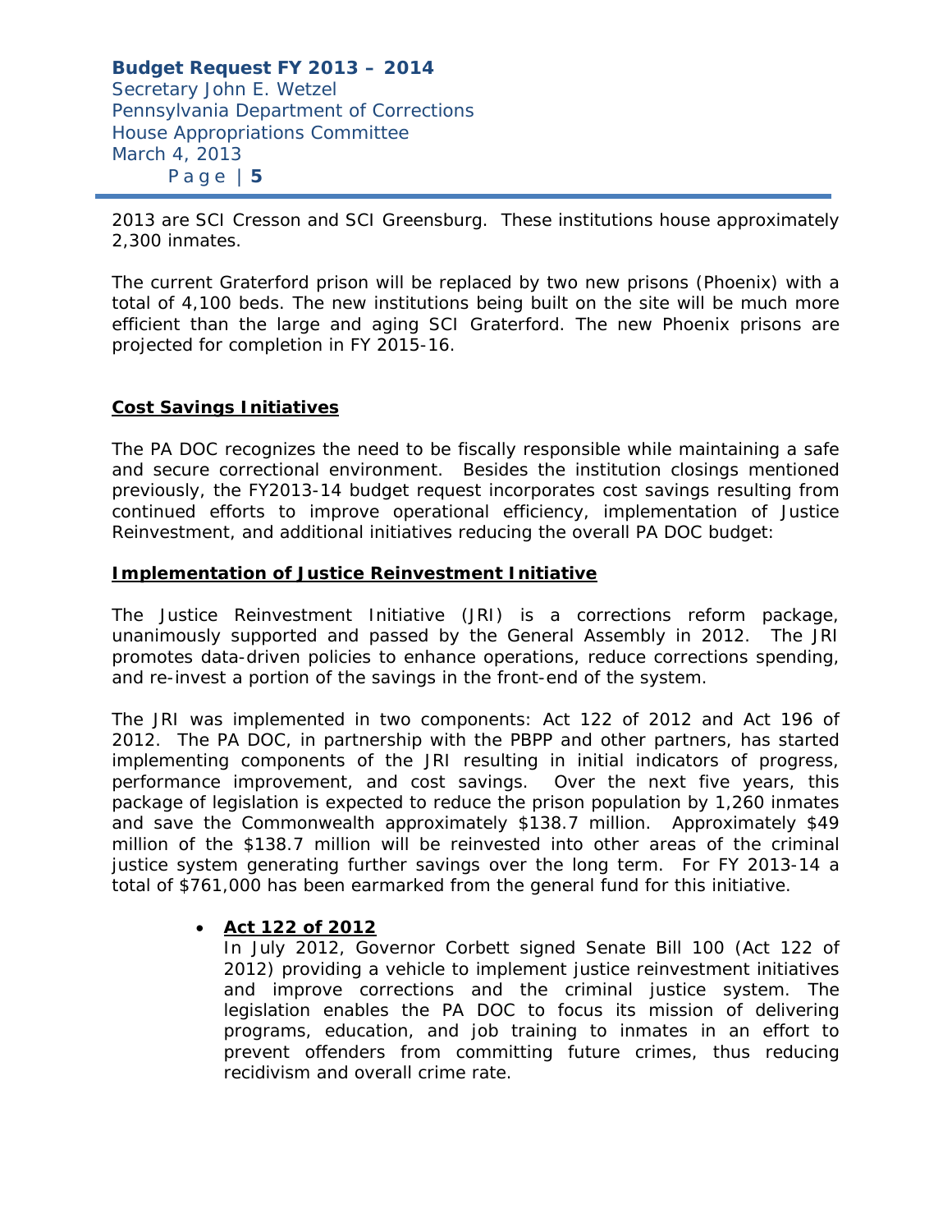2013 are SCI Cresson and SCI Greensburg. These institutions house approximately 2,300 inmates.

The current Graterford prison will be replaced by two new prisons (Phoenix) with a total of 4,100 beds. The new institutions being built on the site will be much more efficient than the large and aging SCI Graterford. The new Phoenix prisons are projected for completion in FY 2015-16.

## Cost Savings Initiatives

The PA DOC recognizes the need to be fiscally responsible while maintaining a safe and secure correctional environment. Besides the institution closings mentioned previously, the FY2013-14 budget request incorporates cost savings resulting from continued efforts to improve operational efficiency, implementation of Justice Reinvestment, and additional initiatives reducing the overall PA DOC budget:

### Implementation of Justice Reinvestment Initiative

The Justice Reinvestment Initiative (JRI) is a corrections reform package, unanimously supported and passed by the General Assembly in 2012. The JRI promotes data-driven policies to enhance operations, reduce corrections spending, and re-invest a portion of the savings in the front-end of the system.

The JRI was implemented in two components: Act 122 of 2012 and Act 196 of 2012. The PA DOC, in partnership with the PBPP and other partners, has started implementing components of the JRI resulting in initial indicators of progress, performance improvement, and cost savings. Over the next five years, this package of legislation is expected to reduce the prison population by 1,260 inmates and save the Commonwealth approximately $138.7 million. Approximately $49 million of the $138.7 million will be reinvested into other areas of the criminal justice system generating further savings over the long term. For FY 2013-14 a total of $761,000 has been earmarked from the general fund for this initiative.

- **Act 122 of 2012**
  In July 2012, Governor Corbett signed Senate Bill 100 (Act 122 of 2012) providing a vehicle to implement justice reinvestment initiatives and improve corrections and the criminal justice system. The legislation enables the PA DOC to focus its mission of delivering programs, education, and job training to inmates in an effort to prevent offenders from committing future crimes, thus reducing recidivism and overall crime rate.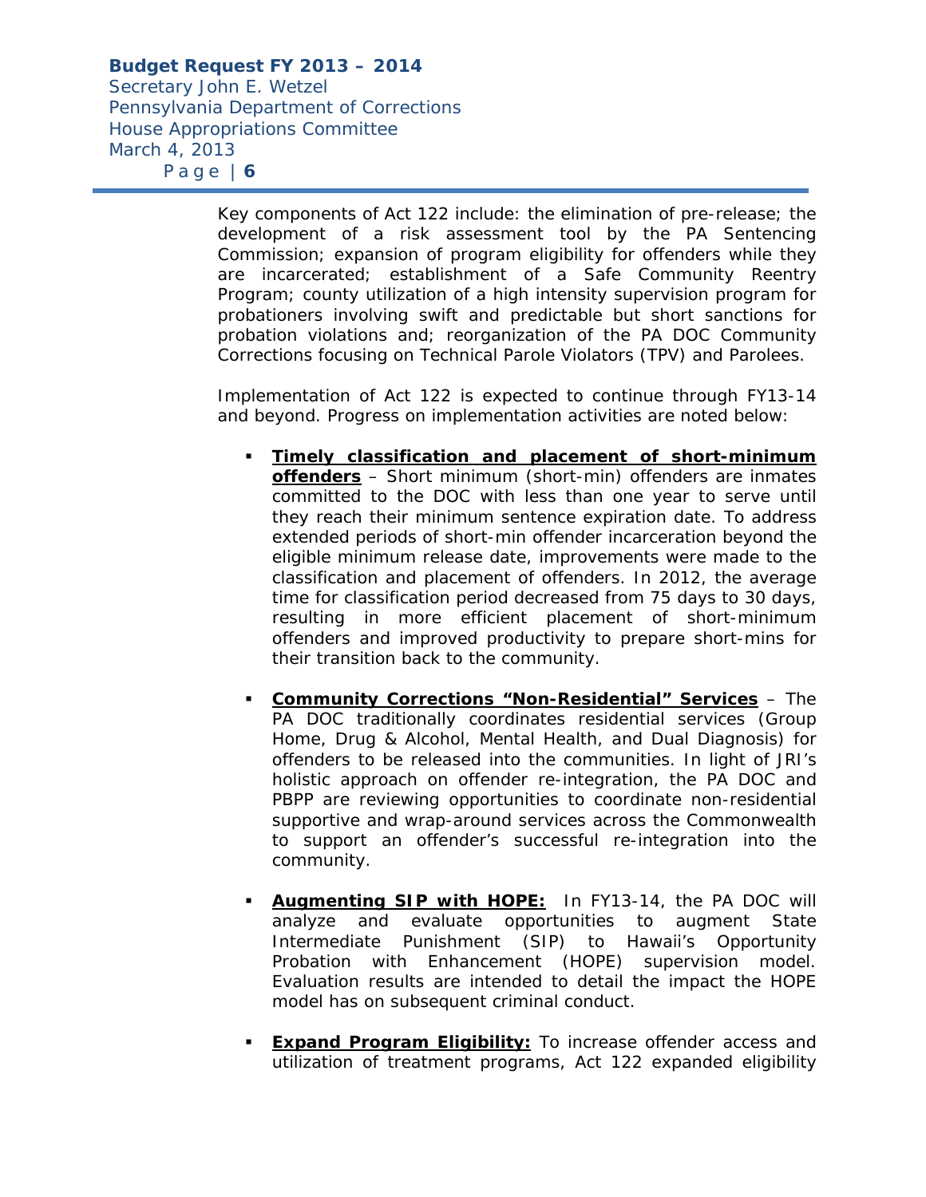Key components of Act 122 include: the elimination of pre-release; the development of a risk assessment tool by the PA Sentencing Commission; expansion of program eligibility for offenders while they are incarcerated; establishment of a Safe Community Reentry Program; county utilization of a high intensity supervision program for probationers involving swift and predictable but short sanctions for probation violations and; reorganization of the PA DOC Community Corrections focusing on Technical Parole Violators (TPV) and Parolees.

Implementation of Act 122 is expected to continue through FY13-14 and beyond. Progress on implementation activities are noted below:

- **Timely classification and placement of short-minimum offenders** – Short minimum (short-min) offenders are inmates committed to the DOC with less than one year to serve until they reach their minimum sentence expiration date. To address extended periods of short-min offender incarceration beyond the eligible minimum release date, improvements were made to the classification and placement of offenders. In 2012, the average time for classification period decreased from 75 days to 30 days, resulting in more efficient placement of short-minimum offenders and improved productivity to prepare short-mins for their transition back to the community.

- **Community Corrections "Non-Residential" Services** – The PA DOC traditionally coordinates residential services (Group Home, Drug & Alcohol, Mental Health, and Dual Diagnosis) for offenders to be released into the communities. In light of JRI's holistic approach on offender re-integration, the PA DOC and PBPP are reviewing opportunities to coordinate non-residential supportive and wrap-around services across the Commonwealth to support an offender's successful re-integration into the community.

- **Augmenting SIP with HOPE:** In FY13-14, the PA DOC will analyze and evaluate opportunities to augment State Intermediate Punishment (SIP) to Hawaii's Opportunity Probation with Enhancement (HOPE) supervision model. Evaluation results are intended to detail the impact the HOPE model has on subsequent criminal conduct.

- **Expand Program Eligibility:** To increase offender access and utilization of treatment programs, Act 122 expanded eligibility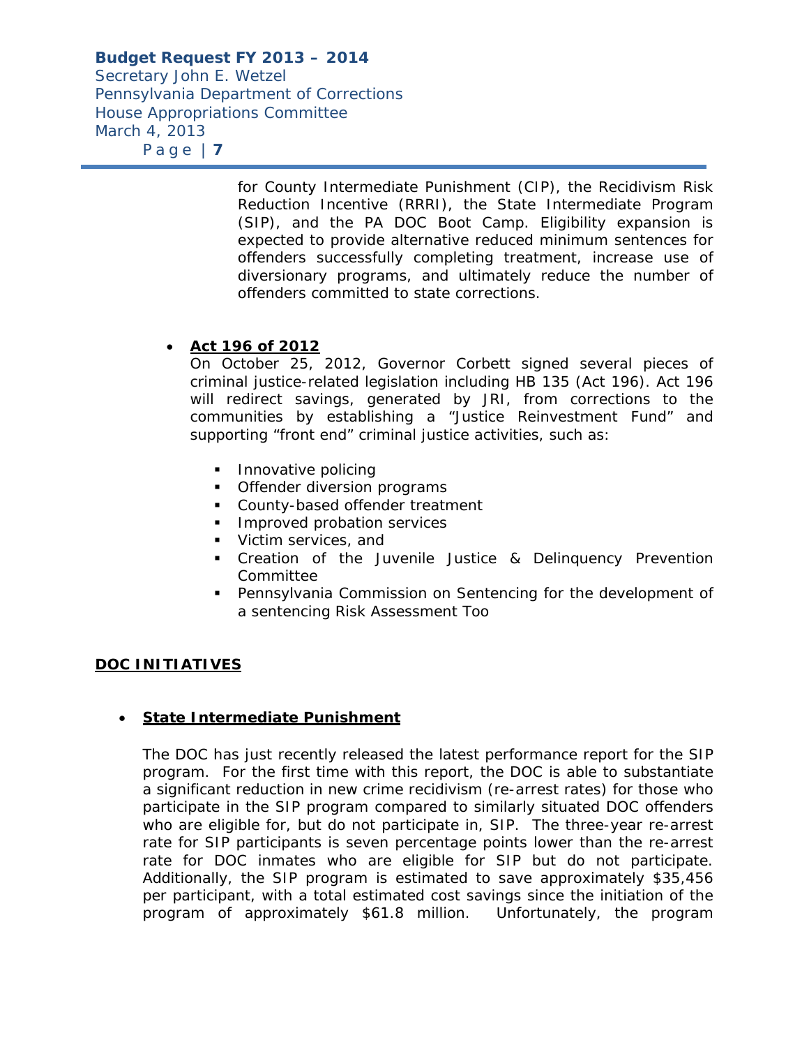for County Intermediate Punishment (CIP), the Recidivism Risk Reduction Incentive (RRRI), the State Intermediate Program (SIP), and the PA DOC Boot Camp. Eligibility expansion is expected to provide alternative reduced minimum sentences for offenders successfully completing treatment, increase use of diversionary programs, and ultimately reduce the number of offenders committed to state corrections.

- **Act 196 of 2012**
  On October 25, 2012, Governor Corbett signed several pieces of criminal justice-related legislation including HB 135 (Act 196). Act 196 will redirect savings, generated by JRI, from corrections to the communities by establishing a "Justice Reinvestment Fund" and supporting "front end" criminal justice activities, such as:

  - Innovative policing
  - Offender diversion programs
  - County-based offender treatment
  - Improved probation services
  - Victim services, and
  - Creation of the Juvenile Justice & Delinquency Prevention Committee
  - Pennsylvania Commission on Sentencing for the development of a sentencing Risk Assessment Too

## DOC INITIATIVES

- **State Intermediate Punishment**

  The DOC has just recently released the latest performance report for the SIP program. For the first time with this report, the DOC is able to substantiate a significant reduction in new crime recidivism (re-arrest rates) for those who participate in the SIP program compared to similarly situated DOC offenders who are eligible for, but do not participate in, SIP. The three-year re-arrest rate for SIP participants is seven percentage points lower than the re-arrest rate for DOC inmates who are eligible for SIP but do not participate. Additionally, the SIP program is estimated to save approximately $35,456 per participant, with a total estimated cost savings since the initiation of the program of approximately $61.8 million. Unfortunately, the program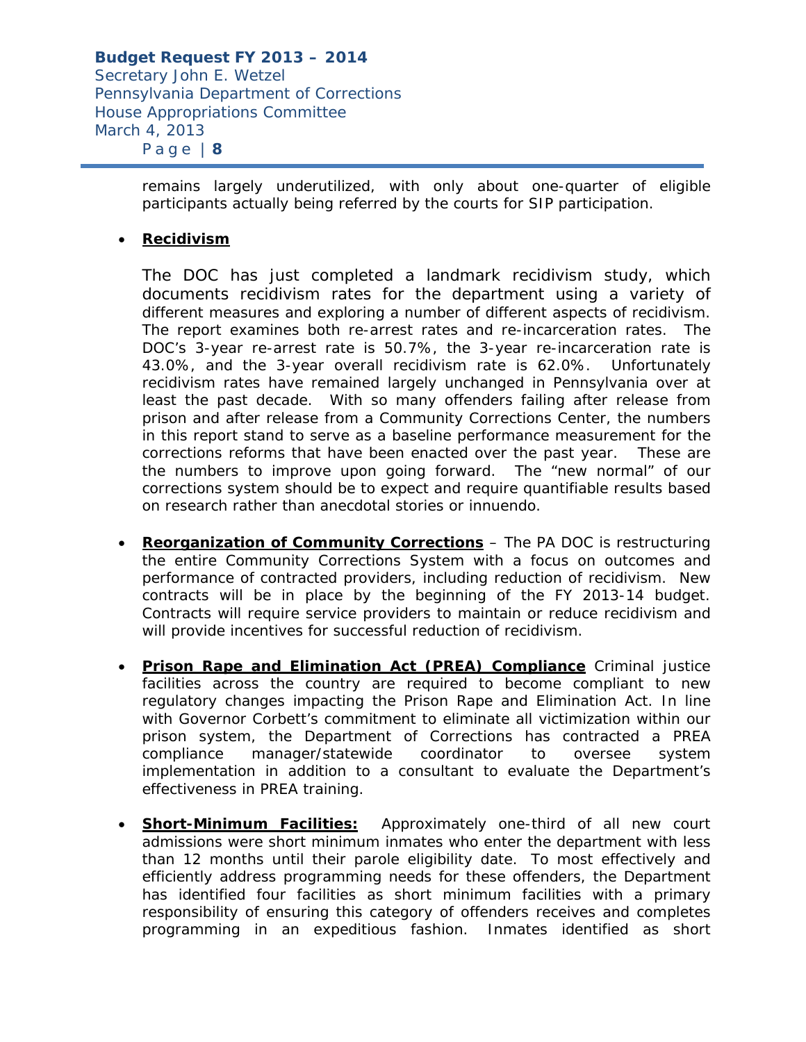remains largely underutilized, with only about one-quarter of eligible participants actually being referred by the courts for SIP participation.

- **Recidivism**

  The DOC has just completed a landmark recidivism study, which documents recidivism rates for the department using a variety of different measures and exploring a number of different aspects of recidivism. The report examines both re-arrest rates and re-incarceration rates. The DOC's 3-year re-arrest rate is 50.7%, the 3-year re-incarceration rate is 43.0%, and the 3-year overall recidivism rate is 62.0%. Unfortunately recidivism rates have remained largely unchanged in Pennsylvania over at least the past decade. With so many offenders failing after release from prison and after release from a Community Corrections Center, the numbers in this report stand to serve as a baseline performance measurement for the corrections reforms that have been enacted over the past year. These are the numbers to improve upon going forward. The "new normal" of our corrections system should be to expect and require quantifiable results based on research rather than anecdotal stories or innuendo.

- **Reorganization of Community Corrections** – The PA DOC is restructuring the entire Community Corrections System with a focus on outcomes and performance of contracted providers, including reduction of recidivism. New contracts will be in place by the beginning of the FY 2013-14 budget. Contracts will require service providers to maintain or reduce recidivism and will provide incentives for successful reduction of recidivism.

- **Prison Rape and Elimination Act (PREA) Compliance** Criminal justice facilities across the country are required to become compliant to new regulatory changes impacting the Prison Rape and Elimination Act. In line with Governor Corbett's commitment to eliminate all victimization within our prison system, the Department of Corrections has contracted a PREA compliance manager/statewide coordinator to oversee system implementation in addition to a consultant to evaluate the Department's effectiveness in PREA training.

- **Short-Minimum Facilities:** Approximately one-third of all new court admissions were short minimum inmates who enter the department with less than 12 months until their parole eligibility date. To most effectively and efficiently address programming needs for these offenders, the Department has identified four facilities as short minimum facilities with a primary responsibility of ensuring this category of offenders receives and completes programming in an expeditious fashion. Inmates identified as short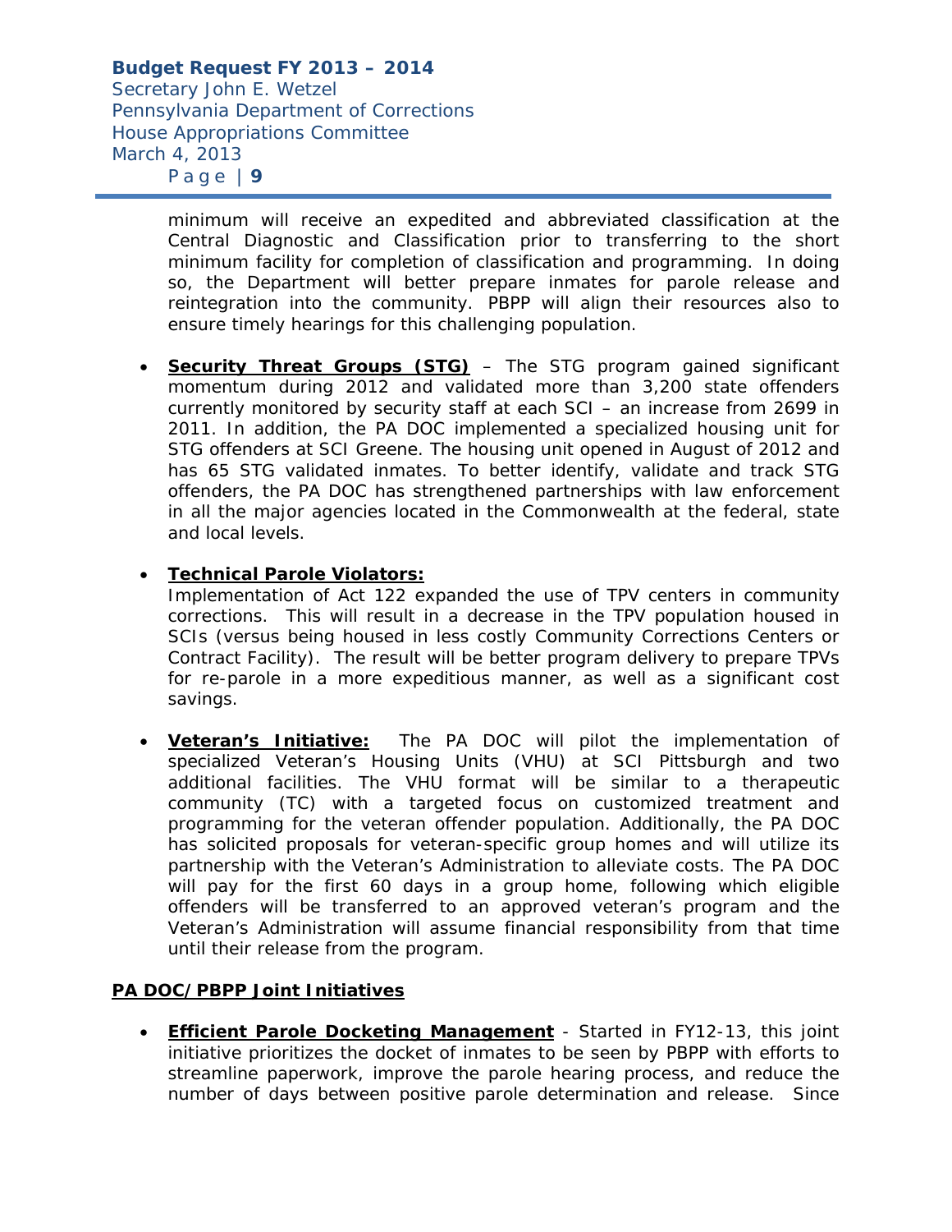minimum will receive an expedited and abbreviated classification at the Central Diagnostic and Classification prior to transferring to the short minimum facility for completion of classification and programming. In doing so, the Department will better prepare inmates for parole release and reintegration into the community. PBPP will align their resources also to ensure timely hearings for this challenging population.

- **Security Threat Groups (STG)** – The STG program gained significant momentum during 2012 and validated more than 3,200 state offenders currently monitored by security staff at each SCI – an increase from 2699 in 2011. In addition, the PA DOC implemented a specialized housing unit for STG offenders at SCI Greene. The housing unit opened in August of 2012 and has 65 STG validated inmates. To better identify, validate and track STG offenders, the PA DOC has strengthened partnerships with law enforcement in all the major agencies located in the Commonwealth at the federal, state and local levels.

- **Technical Parole Violators:**
  Implementation of Act 122 expanded the use of TPV centers in community corrections. This will result in a decrease in the TPV population housed in SCIs (versus being housed in less costly Community Corrections Centers or Contract Facility). The result will be better program delivery to prepare TPVs for re-parole in a more expeditious manner, as well as a significant cost savings.

- **Veteran's Initiative:** The PA DOC will pilot the implementation of specialized Veteran's Housing Units (VHU) at SCI Pittsburgh and two additional facilities. The VHU format will be similar to a therapeutic community (TC) with a targeted focus on customized treatment and programming for the veteran offender population. Additionally, the PA DOC has solicited proposals for veteran-specific group homes and will utilize its partnership with the Veteran's Administration to alleviate costs. The PA DOC will pay for the first 60 days in a group home, following which eligible offenders will be transferred to an approved veteran's program and the Veteran's Administration will assume financial responsibility from that time until their release from the program.

**PA DOC/PBPP Joint Initiatives**

- **Efficient Parole Docketing Management** - Started in FY12-13, this joint initiative prioritizes the docket of inmates to be seen by PBPP with efforts to streamline paperwork, improve the parole hearing process, and reduce the number of days between positive parole determination and release. Since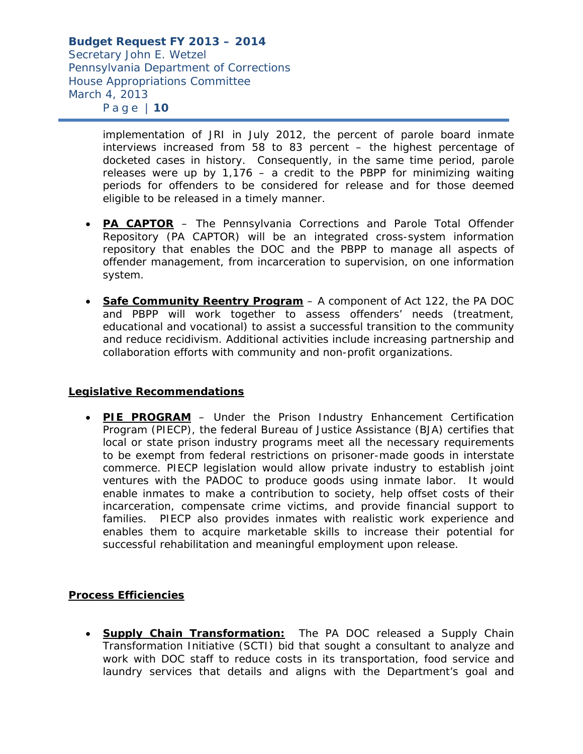implementation of JRI in July 2012, the percent of parole board inmate interviews increased from 58 to 83 percent – the highest percentage of docketed cases in history. Consequently, in the same time period, parole releases were up by 1,176 – a credit to the PBPP for minimizing waiting periods for offenders to be considered for release and for those deemed eligible to be released in a timely manner.

- **PA CAPTOR** – The Pennsylvania Corrections and Parole Total Offender Repository (PA CAPTOR) will be an integrated cross-system information repository that enables the DOC and the PBPP to manage all aspects of offender management, from incarceration to supervision, on one information system.

- **Safe Community Reentry Program** – A component of Act 122, the PA DOC and PBPP will work together to assess offenders' needs (treatment, educational and vocational) to assist a successful transition to the community and reduce recidivism. Additional activities include increasing partnership and collaboration efforts with community and non-profit organizations.

## Legislative Recommendations

- **PIE PROGRAM** – Under the Prison Industry Enhancement Certification Program (PIECP), the federal Bureau of Justice Assistance (BJA) certifies that local or state prison industry programs meet all the necessary requirements to be exempt from federal restrictions on prisoner-made goods in interstate commerce. PIECP legislation would allow private industry to establish joint ventures with the PADOC to produce goods using inmate labor. It would enable inmates to make a contribution to society, help offset costs of their incarceration, compensate crime victims, and provide financial support to families. PIECP also provides inmates with realistic work experience and enables them to acquire marketable skills to increase their potential for successful rehabilitation and meaningful employment upon release.

## Process Efficiencies

- **Supply Chain Transformation:** The PA DOC released a Supply Chain Transformation Initiative (SCTI) bid that sought a consultant to analyze and work with DOC staff to reduce costs in its transportation, food service and laundry services that details and aligns with the Department's goal and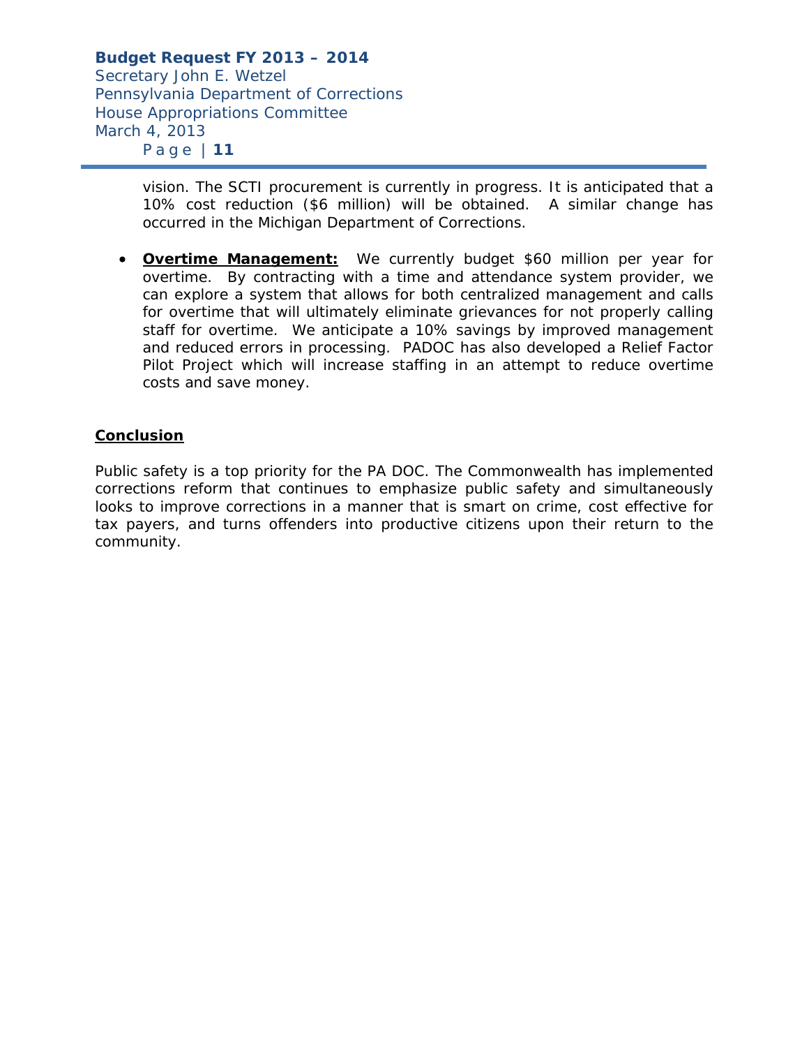vision. The SCTI procurement is currently in progress. It is anticipated that a 10% cost reduction ($6 million) will be obtained. A similar change has occurred in the Michigan Department of Corrections.

- **Overtime Management:** We currently budget $60 million per year for overtime. By contracting with a time and attendance system provider, we can explore a system that allows for both centralized management and calls for overtime that will ultimately eliminate grievances for not properly calling staff for overtime. We anticipate a 10% savings by improved management and reduced errors in processing. PADOC has also developed a Relief Factor Pilot Project which will increase staffing in an attempt to reduce overtime costs and save money.

## Conclusion

Public safety is a top priority for the PA DOC. The Commonwealth has implemented corrections reform that continues to emphasize public safety and simultaneously looks to improve corrections in a manner that is smart on crime, cost effective for tax payers, and turns offenders into productive citizens upon their return to the community.